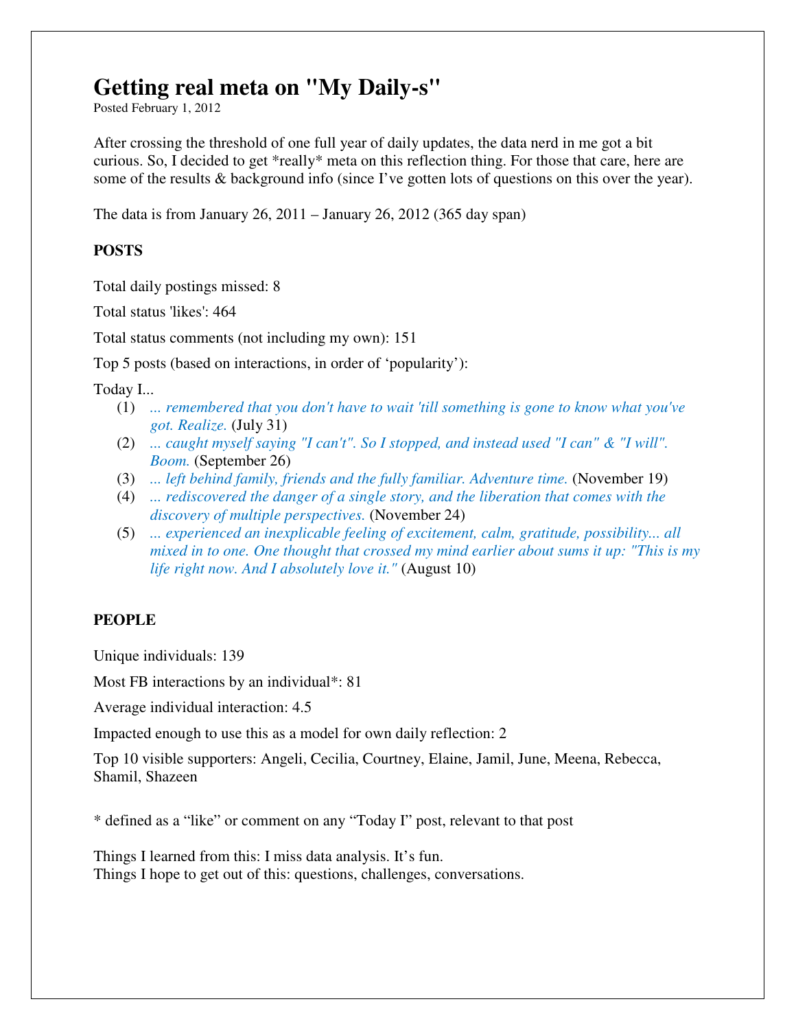# Getting real meta on "My Daily-s"

Posted February 1, 2012

After crossing the threshold of one full year of daily updates, the data nerd in me got a bit curious. So, I decided to get *really* meta on this reflection thing. For those that care, here are some of the results & background info (since I've gotten lots of questions on this over the year).

The data is from January 26, 2011 – January 26, 2012 (365 day span)

**POSTS**

Total daily postings missed: 8

Total status 'likes': 464

Total status comments (not including my own): 151

Top 5 posts (based on interactions, in order of 'popularity'):

Today I...

(1) *... remembered that you don't have to wait 'till something is gone to know what you've got. Realize.* (July 31)
(2) *... caught myself saying "I can't". So I stopped, and instead used "I can" & "I will". Boom.* (September 26)
(3) *... left behind family, friends and the fully familiar. Adventure time.* (November 19)
(4) *... rediscovered the danger of a single story, and the liberation that comes with the discovery of multiple perspectives.* (November 24)
(5) *... experienced an inexplicable feeling of excitement, calm, gratitude, possibility... all mixed in to one. One thought that crossed my mind earlier about sums it up: "This is my life right now. And I absolutely love it."* (August 10)

**PEOPLE**

Unique individuals: 139

Most FB interactions by an individual*: 81

Average individual interaction: 4.5

Impacted enough to use this as a model for own daily reflection: 2

Top 10 visible supporters: Angeli, Cecilia, Courtney, Elaine, Jamil, June, Meena, Rebecca, Shamil, Shazeen

* defined as a "like" or comment on any "Today I" post, relevant to that post

Things I learned from this: I miss data analysis. It's fun.
Things I hope to get out of this: questions, challenges, conversations.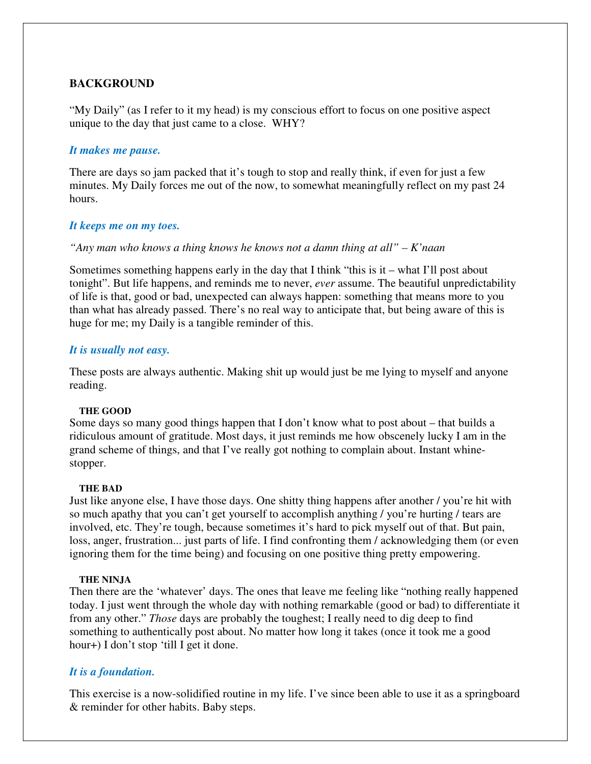## BACKGROUND

"My Daily" (as I refer to it my head) is my conscious effort to focus on one positive aspect unique to the day that just came to a close. WHY?

### *It makes me pause.*

There are days so jam packed that it's tough to stop and really think, if even for just a few minutes. My Daily forces me out of the now, to somewhat meaningfully reflect on my past 24 hours.

### *It keeps me on my toes.*

*"Any man who knows a thing knows he knows not a damn thing at all" – K'naan*

Sometimes something happens early in the day that I think "this is it – what I'll post about tonight". But life happens, and reminds me to never, *ever* assume. The beautiful unpredictability of life is that, good or bad, unexpected can always happen: something that means more to you than what has already passed. There's no real way to anticipate that, but being aware of this is huge for me; my Daily is a tangible reminder of this.

### *It is usually not easy.*

These posts are always authentic. Making shit up would just be me lying to myself and anyone reading.

#### THE GOOD

Some days so many good things happen that I don't know what to post about – that builds a ridiculous amount of gratitude. Most days, it just reminds me how obscenely lucky I am in the grand scheme of things, and that I've really got nothing to complain about. Instant whine-stopper.

#### THE BAD

Just like anyone else, I have those days. One shitty thing happens after another / you're hit with so much apathy that you can't get yourself to accomplish anything / you're hurting / tears are involved, etc. They're tough, because sometimes it's hard to pick myself out of that. But pain, loss, anger, frustration... just parts of life. I find confronting them / acknowledging them (or even ignoring them for the time being) and focusing on one positive thing pretty empowering.

#### THE NINJA

Then there are the 'whatever' days. The ones that leave me feeling like "nothing really happened today. I just went through the whole day with nothing remarkable (good or bad) to differentiate it from any other." *Those* days are probably the toughest; I really need to dig deep to find something to authentically post about. No matter how long it takes (once it took me a good hour+) I don't stop 'till I get it done.

### *It is a foundation.*

This exercise is a now-solidified routine in my life. I've since been able to use it as a springboard & reminder for other habits. Baby steps.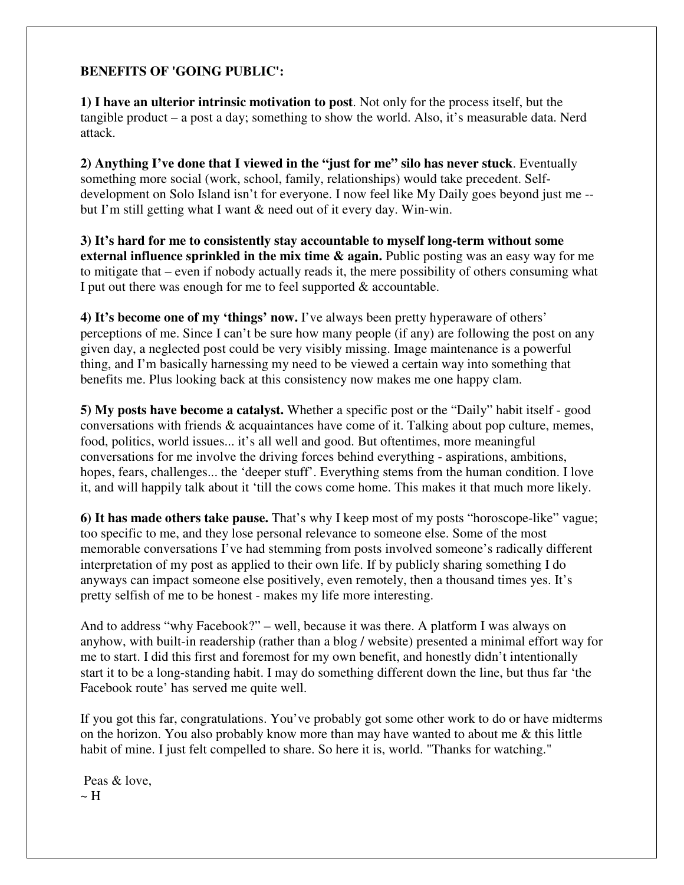**BENEFITS OF 'GOING PUBLIC':**

**1) I have an ulterior intrinsic motivation to post**. Not only for the process itself, but the tangible product – a post a day; something to show the world. Also, it's measurable data. Nerd attack.

**2) Anything I've done that I viewed in the "just for me" silo has never stuck**. Eventually something more social (work, school, family, relationships) would take precedent. Self-development on Solo Island isn't for everyone. I now feel like My Daily goes beyond just me -- but I'm still getting what I want & need out of it every day. Win-win.

**3) It's hard for me to consistently stay accountable to myself long-term without some external influence sprinkled in the mix time & again.** Public posting was an easy way for me to mitigate that – even if nobody actually reads it, the mere possibility of others consuming what I put out there was enough for me to feel supported & accountable.

**4) It's become one of my 'things' now.** I've always been pretty hyperaware of others' perceptions of me. Since I can't be sure how many people (if any) are following the post on any given day, a neglected post could be very visibly missing. Image maintenance is a powerful thing, and I'm basically harnessing my need to be viewed a certain way into something that benefits me. Plus looking back at this consistency now makes me one happy clam.

**5) My posts have become a catalyst.** Whether a specific post or the "Daily" habit itself - good conversations with friends & acquaintances have come of it. Talking about pop culture, memes, food, politics, world issues... it's all well and good. But oftentimes, more meaningful conversations for me involve the driving forces behind everything - aspirations, ambitions, hopes, fears, challenges... the 'deeper stuff'. Everything stems from the human condition. I love it, and will happily talk about it 'till the cows come home. This makes it that much more likely.

**6) It has made others take pause.** That's why I keep most of my posts "horoscope-like" vague; too specific to me, and they lose personal relevance to someone else. Some of the most memorable conversations I've had stemming from posts involved someone's radically different interpretation of my post as applied to their own life. If by publicly sharing something I do anyways can impact someone else positively, even remotely, then a thousand times yes. It's pretty selfish of me to be honest - makes my life more interesting.

And to address "why Facebook?" – well, because it was there. A platform I was always on anyhow, with built-in readership (rather than a blog / website) presented a minimal effort way for me to start. I did this first and foremost for my own benefit, and honestly didn't intentionally start it to be a long-standing habit. I may do something different down the line, but thus far 'the Facebook route' has served me quite well.

If you got this far, congratulations. You've probably got some other work to do or have midterms on the horizon. You also probably know more than may have wanted to about me & this little habit of mine. I just felt compelled to share. So here it is, world. "Thanks for watching."

Peas & love,
~ H